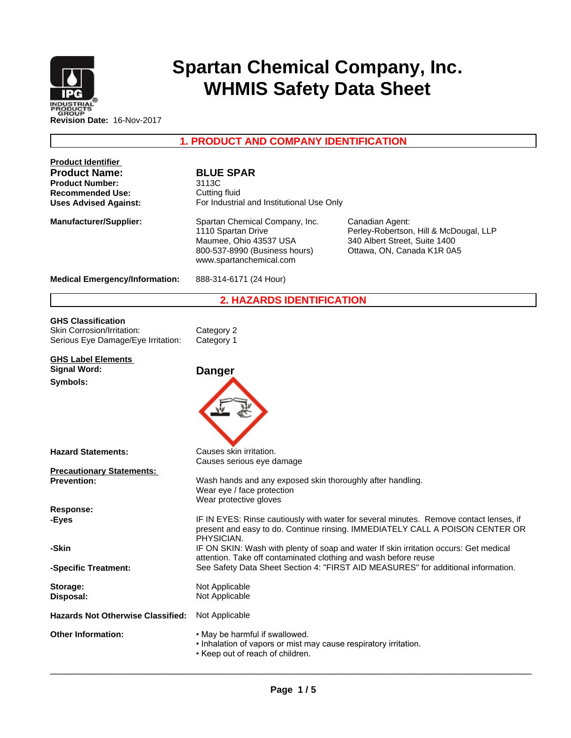# Spartan Chemical Company, Inc.
# WHMIS Safety Data Sheet

**Revision Date:** 16-Nov-2017

## 1. PRODUCT AND COMPANY IDENTIFICATION

**Product Identifier**

| | |
|---|---|
| **Product Name:** | **BLUE SPAR** |
| **Product Number:** | 3113C |
| **Recommended Use:** | Cutting fluid |
| **Uses Advised Against:** | For Industrial and Institutional Use Only |

**Manufacturer/Supplier:**

Spartan Chemical Company, Inc.
1110 Spartan Drive
Maumee, Ohio 43537 USA
800-537-8990 (Business hours)
www.spartanchemical.com

Canadian Agent:
Perley-Robertson, Hill & McDougal, LLP
340 Albert Street, Suite 1400
Ottawa, ON, Canada K1R 0A5

**Medical Emergency/Information:** 888-314-6171 (24 Hour)

## 2. HAZARDS IDENTIFICATION

**GHS Classification**

| | |
|---|---|
| Skin Corrosion/Irritation: | Category 2 |
| Serious Eye Damage/Eye Irritation: | Category 1 |

**GHS Label Elements**

**Signal Word:** **Danger**

**Symbols:**

**Hazard Statements:**
Causes skin irritation.
Causes serious eye damage

**Precautionary Statements:**

**Prevention:**
Wash hands and any exposed skin thoroughly after handling.
Wear eye / face protection
Wear protective gloves

**Response:**

**-Eyes**
IF IN EYES: Rinse cautiously with water for several minutes. Remove contact lenses, if present and easy to do. Continue rinsing. IMMEDIATELY CALL A POISON CENTER OR PHYSICIAN.

**-Skin**
IF ON SKIN: Wash with plenty of soap and water If skin irritation occurs: Get medical attention. Take off contaminated clothing and wash before reuse

**-Specific Treatment:**
See Safety Data Sheet Section 4: "FIRST AID MEASURES" for additional information.

**Storage:** Not Applicable
**Disposal:** Not Applicable

**Hazards Not Otherwise Classified:** Not Applicable

**Other Information:**
- May be harmful if swallowed.
- Inhalation of vapors or mist may cause respiratory irritation.
- Keep out of reach of children.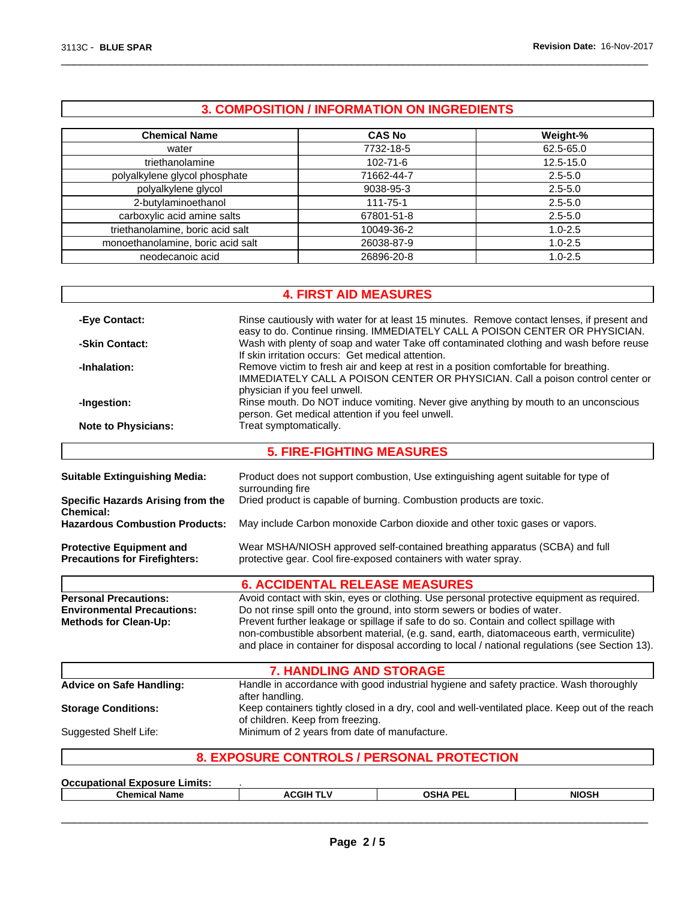## 3. COMPOSITION / INFORMATION ON INGREDIENTS

| Chemical Name | CAS No | Weight-% |
|---|---|---|
| water | 7732-18-5 | 62.5-65.0 |
| triethanolamine | 102-71-6 | 12.5-15.0 |
| polyalkylene glycol phosphate | 71662-44-7 | 2.5-5.0 |
| polyalkylene glycol | 9038-95-3 | 2.5-5.0 |
| 2-butylaminoethanol | 111-75-1 | 2.5-5.0 |
| carboxylic acid amine salts | 67801-51-8 | 2.5-5.0 |
| triethanolamine, boric acid salt | 10049-36-2 | 1.0-2.5 |
| monoethanolamine, boric acid salt | 26038-87-9 | 1.0-2.5 |
| neodecanoic acid | 26896-20-8 | 1.0-2.5 |

## 4. FIRST AID MEASURES

**-Eye Contact:** Rinse cautiously with water for at least 15 minutes. Remove contact lenses, if present and easy to do. Continue rinsing. IMMEDIATELY CALL A POISON CENTER OR PHYSICIAN.

**-Skin Contact:** Wash with plenty of soap and water Take off contaminated clothing and wash before reuse If skin irritation occurs: Get medical attention.

**-Inhalation:** Remove victim to fresh air and keep at rest in a position comfortable for breathing. IMMEDIATELY CALL A POISON CENTER OR PHYSICIAN. Call a poison control center or physician if you feel unwell.

**-Ingestion:** Rinse mouth. Do NOT induce vomiting. Never give anything by mouth to an unconscious person. Get medical attention if you feel unwell.

**Note to Physicians:** Treat symptomatically.

## 5. FIRE-FIGHTING MEASURES

**Suitable Extinguishing Media:** Product does not support combustion, Use extinguishing agent suitable for type of surrounding fire

**Specific Hazards Arising from the Chemical:** Dried product is capable of burning. Combustion products are toxic.

**Hazardous Combustion Products:** May include Carbon monoxide Carbon dioxide and other toxic gases or vapors.

**Protective Equipment and Precautions for Firefighters:** Wear MSHA/NIOSH approved self-contained breathing apparatus (SCBA) and full protective gear. Cool fire-exposed containers with water spray.

## 6. ACCIDENTAL RELEASE MEASURES

**Personal Precautions:** Avoid contact with skin, eyes or clothing. Use personal protective equipment as required.

**Environmental Precautions:** Do not rinse spill onto the ground, into storm sewers or bodies of water.

**Methods for Clean-Up:** Prevent further leakage or spillage if safe to do so. Contain and collect spillage with non-combustible absorbent material, (e.g. sand, earth, diatomaceous earth, vermiculite) and place in container for disposal according to local / national regulations (see Section 13).

## 7. HANDLING AND STORAGE

**Advice on Safe Handling:** Handle in accordance with good industrial hygiene and safety practice. Wash thoroughly after handling.

**Storage Conditions:** Keep containers tightly closed in a dry, cool and well-ventilated place. Keep out of the reach of children. Keep from freezing.

Suggested Shelf Life: Minimum of 2 years from date of manufacture.

## 8. EXPOSURE CONTROLS / PERSONAL PROTECTION

**Occupational Exposure Limits:** .

| Chemical Name | ACGIH TLV | OSHA PEL | NIOSH |
|---|---|---|---|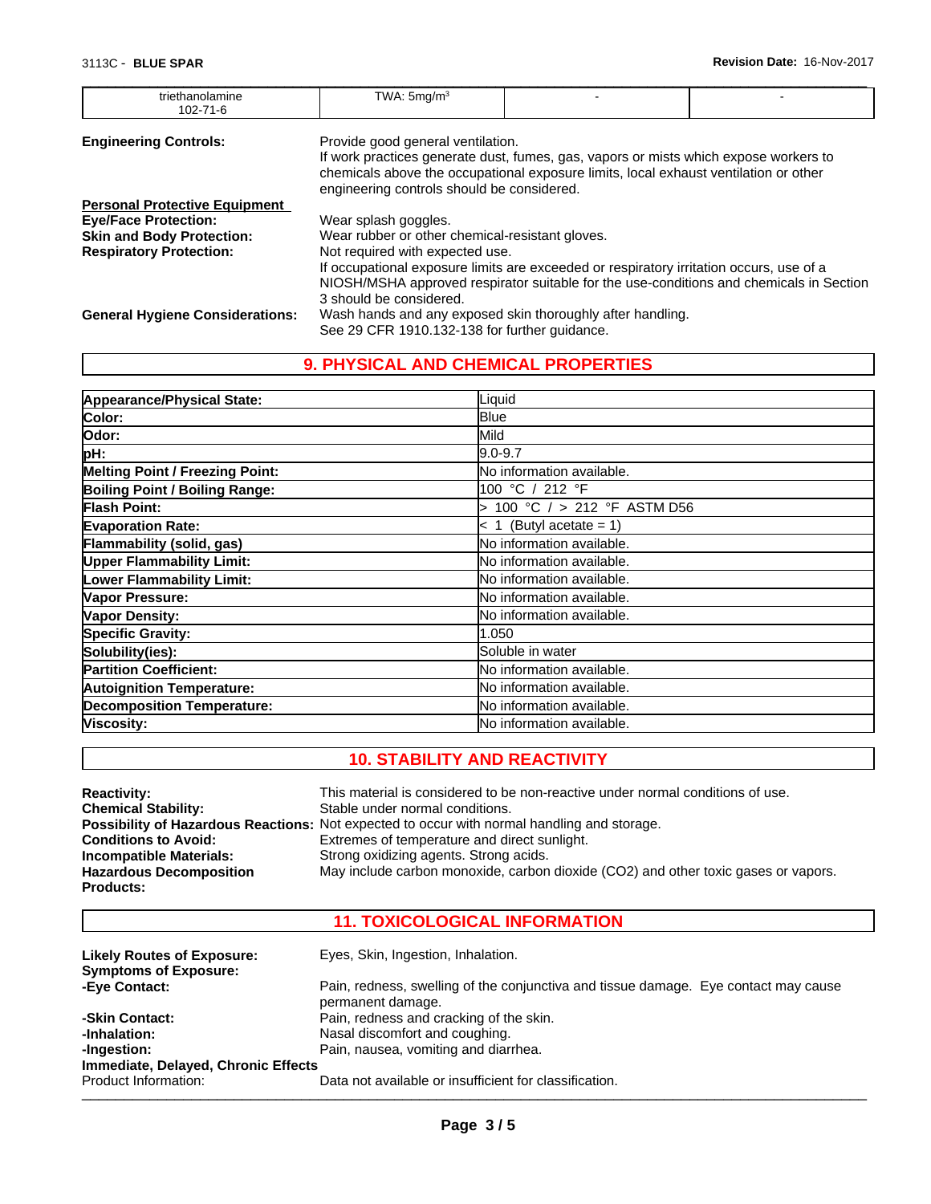| triethanolamine 102-71-6 | TWA: 5mg/m$^3$ | - | - |
|---|---|---|---|

**Engineering Controls:** Provide good general ventilation.
If work practices generate dust, fumes, gas, vapors or mists which expose workers to chemicals above the occupational exposure limits, local exhaust ventilation or other engineering controls should be considered.

**Personal Protective Equipment**

**Eye/Face Protection:** Wear splash goggles.

**Skin and Body Protection:** Wear rubber or other chemical-resistant gloves.

**Respiratory Protection:** Not required with expected use.
If occupational exposure limits are exceeded or respiratory irritation occurs, use of a NIOSH/MSHA approved respirator suitable for the use-conditions and chemicals in Section 3 should be considered.

**General Hygiene Considerations:** Wash hands and any exposed skin thoroughly after handling.
See 29 CFR 1910.132-138 for further guidance.

## 9. PHYSICAL AND CHEMICAL PROPERTIES

| | |
|---|---|
| **Appearance/Physical State:** | Liquid |
| **Color:** | Blue |
| **Odor:** | Mild |
| **pH:** | 9.0-9.7 |
| **Melting Point / Freezing Point:** | No information available. |
| **Boiling Point / Boiling Range:** | 100 °C / 212 °F |
| **Flash Point:** | > 100 °C / > 212 °F ASTM D56 |
| **Evaporation Rate:** | < 1 (Butyl acetate = 1) |
| **Flammability (solid, gas)** | No information available. |
| **Upper Flammability Limit:** | No information available. |
| **Lower Flammability Limit:** | No information available. |
| **Vapor Pressure:** | No information available. |
| **Vapor Density:** | No information available. |
| **Specific Gravity:** | 1.050 |
| **Solubility(ies):** | Soluble in water |
| **Partition Coefficient:** | No information available. |
| **Autoignition Temperature:** | No information available. |
| **Decomposition Temperature:** | No information available. |
| **Viscosity:** | No information available. |

## 10. STABILITY AND REACTIVITY

**Reactivity:** This material is considered to be non-reactive under normal conditions of use.

**Chemical Stability:** Stable under normal conditions.

**Possibility of Hazardous Reactions:** Not expected to occur with normal handling and storage.

**Conditions to Avoid:** Extremes of temperature and direct sunlight.

**Incompatible Materials:** Strong oxidizing agents. Strong acids.

**Hazardous Decomposition Products:** May include carbon monoxide, carbon dioxide ($CO_2$) and other toxic gases or vapors.

## 11. TOXICOLOGICAL INFORMATION

**Likely Routes of Exposure:** Eyes, Skin, Ingestion, Inhalation.

**Symptoms of Exposure:**

**-Eye Contact:** Pain, redness, swelling of the conjunctiva and tissue damage. Eye contact may cause permanent damage.

**-Skin Contact:** Pain, redness and cracking of the skin.

**-Inhalation:** Nasal discomfort and coughing.

**-Ingestion:** Pain, nausea, vomiting and diarrhea.

**Immediate, Delayed, Chronic Effects**

Product Information: Data not available or insufficient for classification.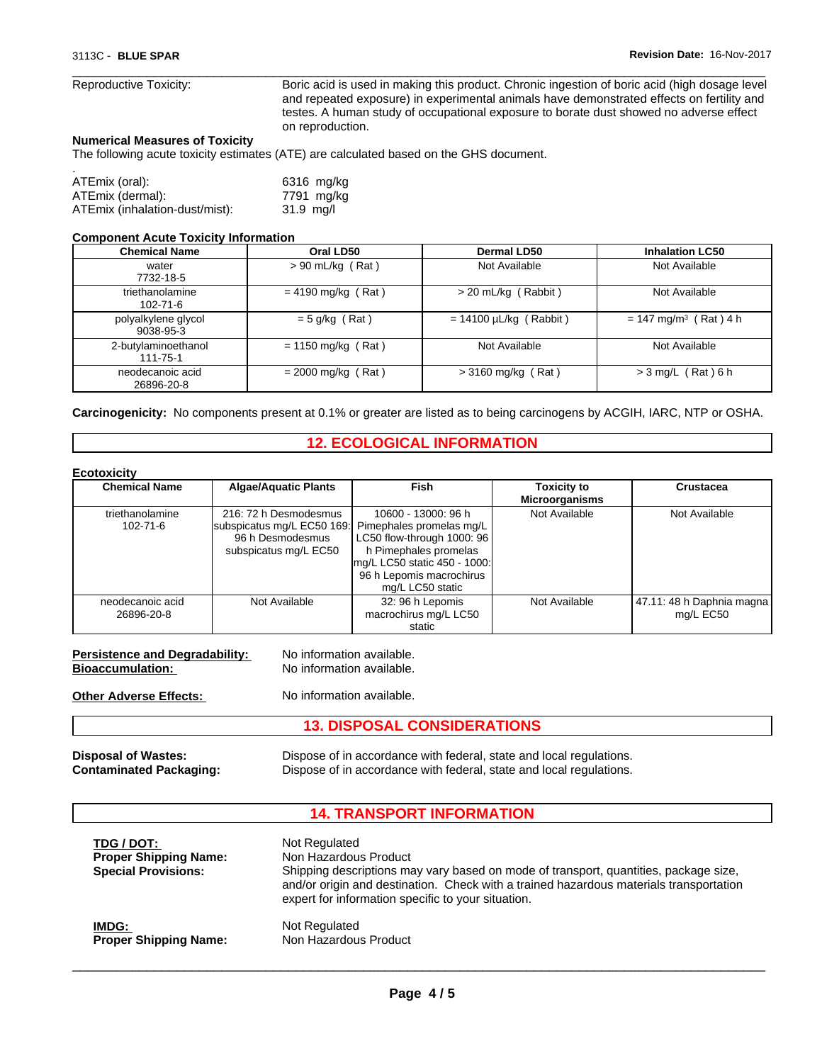Reproductive Toxicity: Boric acid is used in making this product. Chronic ingestion of boric acid (high dosage level and repeated exposure) in experimental animals have demonstrated effects on fertility and testes. A human study of occupational exposure to borate dust showed no adverse effect on reproduction.

**Numerical Measures of Toxicity**

The following acute toxicity estimates (ATE) are calculated based on the GHS document.

.

ATEmix (oral): 6316 mg/kg
ATEmix (dermal): 7791 mg/kg
ATEmix (inhalation-dust/mist): 31.9 mg/l

**Component Acute Toxicity Information**

| Chemical Name | Oral LD50 | Dermal LD50 | Inhalation LC50 |
|---|---|---|---|
| water 7732-18-5 | > 90 mL/kg ( Rat ) | Not Available | Not Available |
| triethanolamine 102-71-6 | = 4190 mg/kg ( Rat ) | > 20 mL/kg ( Rabbit ) | Not Available |
| polyalkylene glycol 9038-95-3 | = 5 g/kg ( Rat ) | = 14100 µL/kg ( Rabbit ) | = 147 mg/m³ ( Rat ) 4 h |
| 2-butylaminoethanol 111-75-1 | = 1150 mg/kg ( Rat ) | Not Available | Not Available |
| neodecanoic acid 26896-20-8 | = 2000 mg/kg ( Rat ) | > 3160 mg/kg ( Rat ) | > 3 mg/L ( Rat ) 6 h |

**Carcinogenicity:** No components present at 0.1% or greater are listed as to being carcinogens by ACGIH, IARC, NTP or OSHA.

## 12. ECOLOGICAL INFORMATION

**Ecotoxicity**

| Chemical Name | Algae/Aquatic Plants | Fish | Toxicity to Microorganisms | Crustacea |
|---|---|---|---|---|
| triethanolamine 102-71-6 | 216: 72 h Desmodesmus subspicatus mg/L EC50 169: 96 h Desmodesmus subspicatus mg/L EC50 | 10600 - 13000: 96 h Pimephales promelas mg/L LC50 flow-through 1000: 96 h Pimephales promelas mg/L LC50 static 450 - 1000: 96 h Lepomis macrochirus mg/L LC50 static | Not Available | Not Available |
| neodecanoic acid 26896-20-8 | Not Available | 32: 96 h Lepomis macrochirus mg/L LC50 static | Not Available | 47.11: 48 h Daphnia magna mg/L EC50 |

**Persistence and Degradability:** No information available.
**Bioaccumulation:** No information available.

**Other Adverse Effects:** No information available.

## 13. DISPOSAL CONSIDERATIONS

**Disposal of Wastes:** Dispose of in accordance with federal, state and local regulations.
**Contaminated Packaging:** Dispose of in accordance with federal, state and local regulations.

## 14. TRANSPORT INFORMATION

**TDG / DOT:** Not Regulated
**Proper Shipping Name:** Non Hazardous Product
**Special Provisions:** Shipping descriptions may vary based on mode of transport, quantities, package size, and/or origin and destination. Check with a trained hazardous materials transportation expert for information specific to your situation.

**IMDG:** Not Regulated
**Proper Shipping Name:** Non Hazardous Product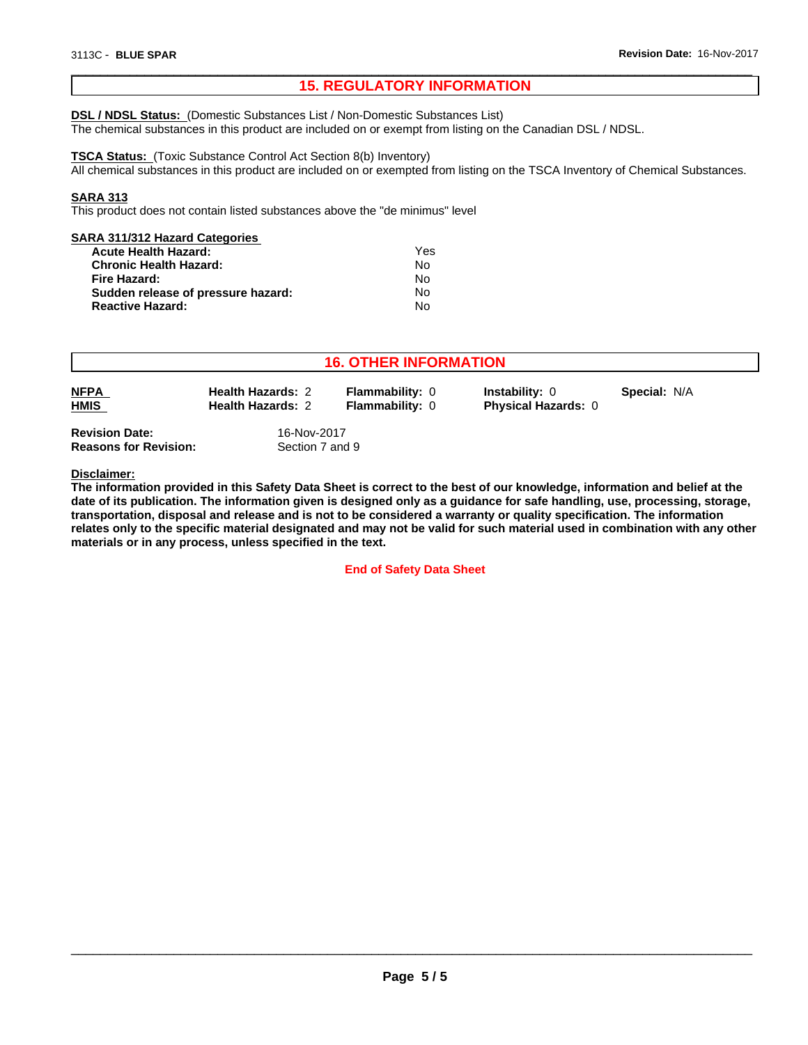## 15. REGULATORY INFORMATION

**DSL / NDSL Status:** (Domestic Substances List / Non-Domestic Substances List)
The chemical substances in this product are included on or exempt from listing on the Canadian DSL / NDSL.

**TSCA Status:** (Toxic Substance Control Act Section 8(b) Inventory)
All chemical substances in this product are included on or exempted from listing on the TSCA Inventory of Chemical Substances.

**SARA 313**
This product does not contain listed substances above the "de minimus" level

**SARA 311/312 Hazard Categories**

| | |
|---|---|
| **Acute Health Hazard:** | Yes |
| **Chronic Health Hazard:** | No |
| **Fire Hazard:** | No |
| **Sudden release of pressure hazard:** | No |
| **Reactive Hazard:** | No |

## 16. OTHER INFORMATION

| | | | | |
|---|---|---|---|---|
| **NFPA** | **Health Hazards:** 2 | **Flammability:** 0 | **Instability:** 0 | **Special:** N/A |
| **HMIS** | **Health Hazards:** 2 | **Flammability:** 0 | **Physical Hazards:** 0 | |

**Revision Date:** 16-Nov-2017
**Reasons for Revision:** Section 7 and 9

**Disclaimer:**
**The information provided in this Safety Data Sheet is correct to the best of our knowledge, information and belief at the date of its publication. The information given is designed only as a guidance for safe handling, use, processing, storage, transportation, disposal and release and is not to be considered a warranty or quality specification. The information relates only to the specific material designated and may not be valid for such material used in combination with any other materials or in any process, unless specified in the text.**

**End of Safety Data Sheet**